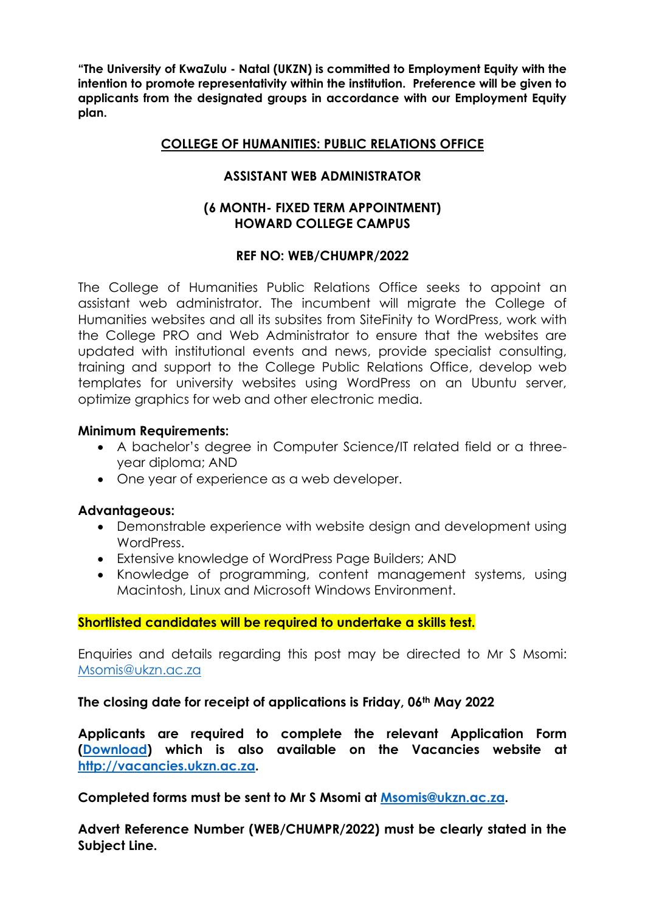**"The University of KwaZulu - Natal (UKZN) is committed to Employment Equity with the intention to promote representativity within the institution. Preference will be given to applicants from the designated groups in accordance with our Employment Equity plan.**

## COLLEGE OF HUMANITIES: PUBLIC RELATIONS OFFICE

## ASSISTANT WEB ADMINISTRATOR

### (6 MONTH- FIXED TERM APPOINTMENT)
### HOWARD COLLEGE CAMPUS

### REF NO: WEB/CHUMPR/2022

The College of Humanities Public Relations Office seeks to appoint an assistant web administrator. The incumbent will migrate the College of Humanities websites and all its subsites from SiteFinity to WordPress, work with the College PRO and Web Administrator to ensure that the websites are updated with institutional events and news, provide specialist consulting, training and support to the College Public Relations Office, develop web templates for university websites using WordPress on an Ubuntu server, optimize graphics for web and other electronic media.

**Minimum Requirements:**

- A bachelor's degree in Computer Science/IT related field or a three-year diploma; AND
- One year of experience as a web developer.

**Advantageous:**

- Demonstrable experience with website design and development using WordPress.
- Extensive knowledge of WordPress Page Builders; AND
- Knowledge of programming, content management systems, using Macintosh, Linux and Microsoft Windows Environment.

**Shortlisted candidates will be required to undertake a skills test.**

Enquiries and details regarding this post may be directed to Mr S Msomi: Msomis@ukzn.ac.za

**The closing date for receipt of applications is Friday, 06th May 2022**

**Applicants are required to complete the relevant Application Form (Download) which is also available on the Vacancies website at http://vacancies.ukzn.ac.za.**

**Completed forms must be sent to Mr S Msomi at Msomis@ukzn.ac.za.**

**Advert Reference Number (WEB/CHUMPR/2022) must be clearly stated in the Subject Line.**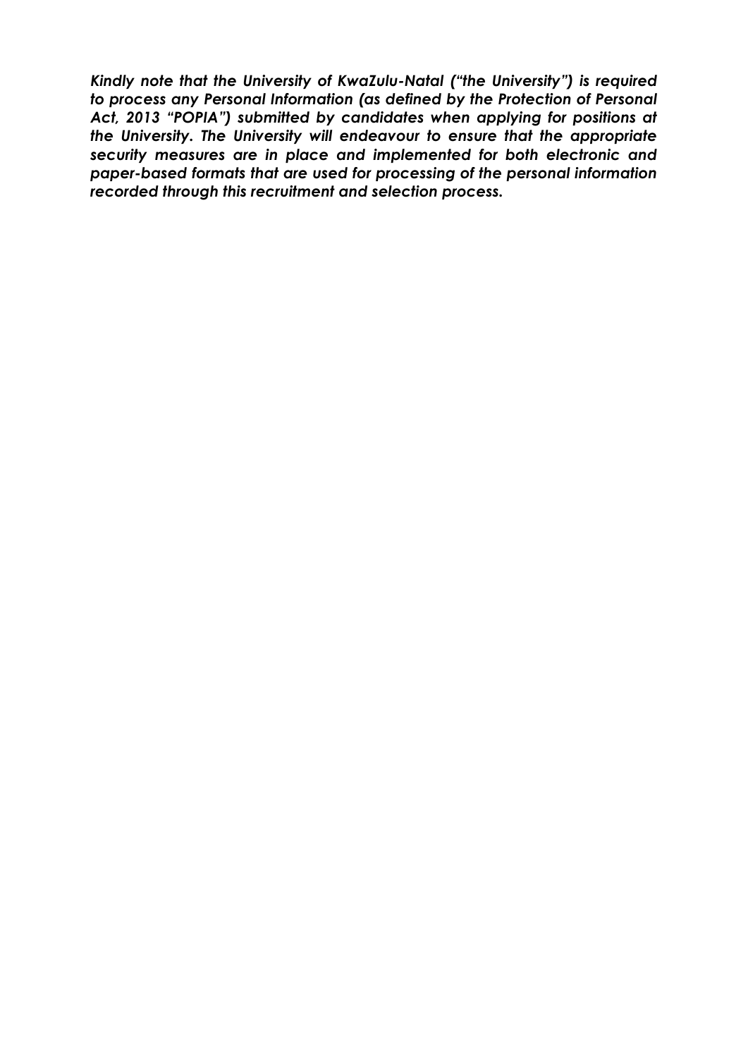***Kindly note that the University of KwaZulu-Natal ("the University") is required to process any Personal Information (as defined by the Protection of Personal Act, 2013 "POPIA") submitted by candidates when applying for positions at the University. The University will endeavour to ensure that the appropriate security measures are in place and implemented for both electronic and paper-based formats that are used for processing of the personal information recorded through this recruitment and selection process.***